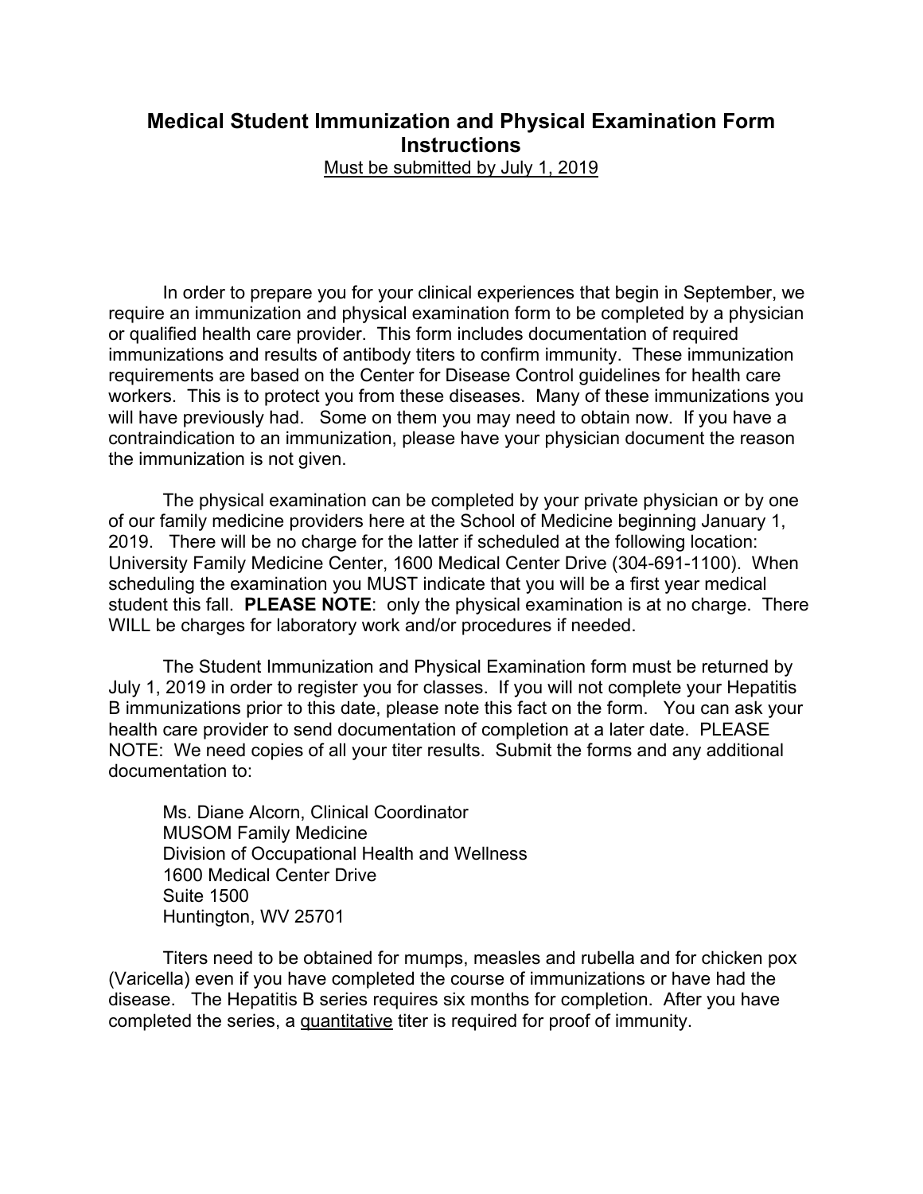# Medical Student Immunization and Physical Examination Form Instructions

<u>Must be submitted by July 1, 2019</u>

In order to prepare you for your clinical experiences that begin in September, we require an immunization and physical examination form to be completed by a physician or qualified health care provider. This form includes documentation of required immunizations and results of antibody titers to confirm immunity. These immunization requirements are based on the Center for Disease Control guidelines for health care workers. This is to protect you from these diseases. Many of these immunizations you will have previously had. Some on them you may need to obtain now. If you have a contraindication to an immunization, please have your physician document the reason the immunization is not given.

The physical examination can be completed by your private physician or by one of our family medicine providers here at the School of Medicine beginning January 1, 2019. There will be no charge for the latter if scheduled at the following location: University Family Medicine Center, 1600 Medical Center Drive (304-691-1100). When scheduling the examination you MUST indicate that you will be a first year medical student this fall. **PLEASE NOTE**: only the physical examination is at no charge. There WILL be charges for laboratory work and/or procedures if needed.

The Student Immunization and Physical Examination form must be returned by July 1, 2019 in order to register you for classes. If you will not complete your Hepatitis B immunizations prior to this date, please note this fact on the form. You can ask your health care provider to send documentation of completion at a later date. PLEASE NOTE: We need copies of all your titer results. Submit the forms and any additional documentation to:

Ms. Diane Alcorn, Clinical Coordinator
MUSOM Family Medicine
Division of Occupational Health and Wellness
1600 Medical Center Drive
Suite 1500
Huntington, WV 25701

Titers need to be obtained for mumps, measles and rubella and for chicken pox (Varicella) even if you have completed the course of immunizations or have had the disease. The Hepatitis B series requires six months for completion. After you have completed the series, a <u>quantitative</u> titer is required for proof of immunity.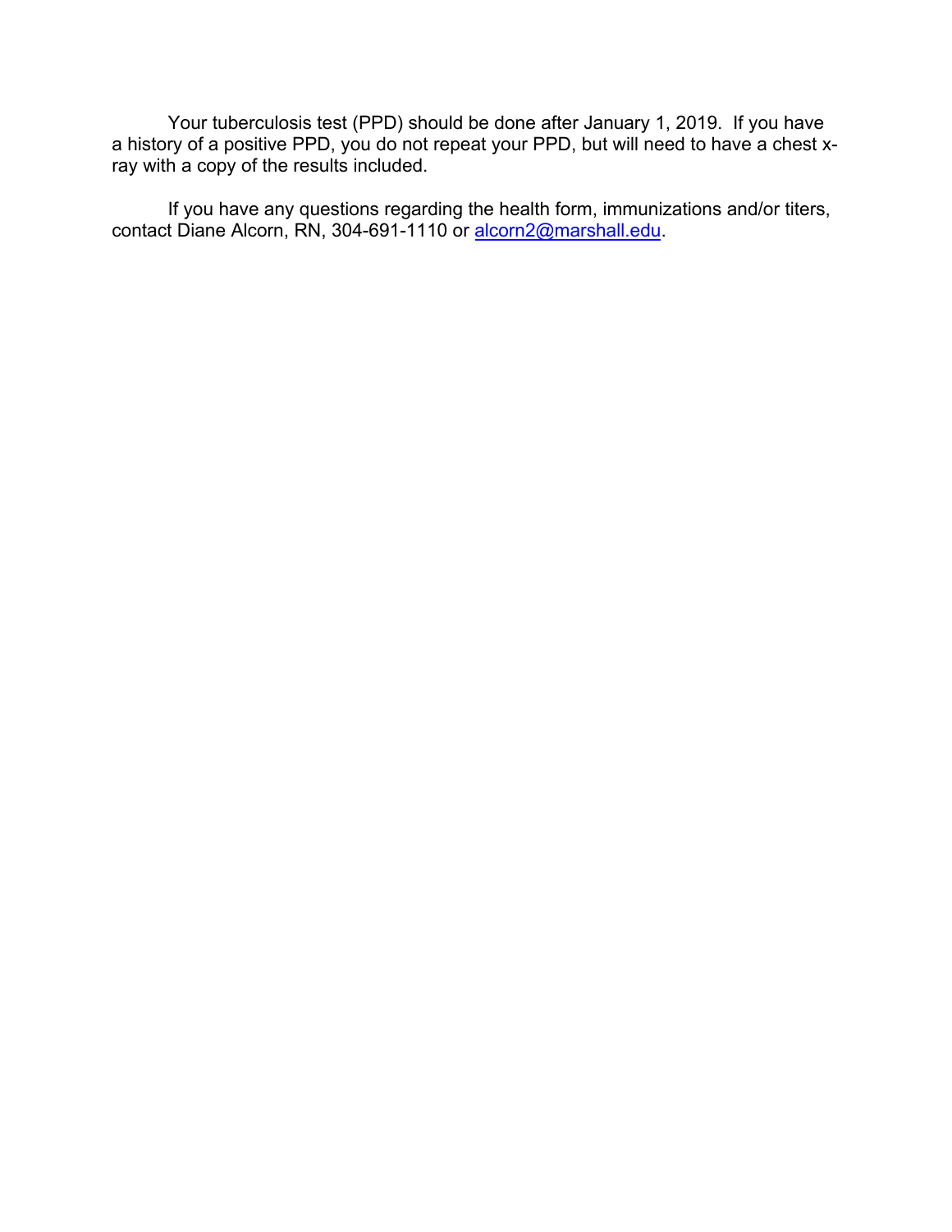Your tuberculosis test (PPD) should be done after January 1, 2019. If you have a history of a positive PPD, you do not repeat your PPD, but will need to have a chest x-ray with a copy of the results included.

If you have any questions regarding the health form, immunizations and/or titers, contact Diane Alcorn, RN, 304-691-1110 or alcorn2@marshall.edu.